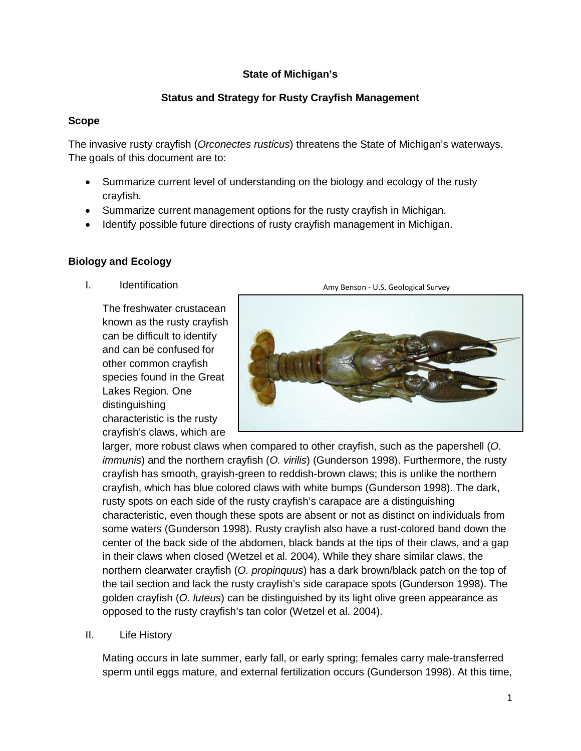**State of Michigan's**

**Status and Strategy for Rusty Crayfish Management**

## Scope

The invasive rusty crayfish (*Orconectes rusticus*) threatens the State of Michigan's waterways. The goals of this document are to:

- Summarize current level of understanding on the biology and ecology of the rusty crayfish.
- Summarize current management options for the rusty crayfish in Michigan.
- Identify possible future directions of rusty crayfish management in Michigan.

## Biology and Ecology

I. Identification

Amy Benson - U.S. Geological Survey

The freshwater crustacean known as the rusty crayfish can be difficult to identify and can be confused for other common crayfish species found in the Great Lakes Region. One distinguishing characteristic is the rusty crayfish's claws, which are larger, more robust claws when compared to other crayfish, such as the papershell (*O. immunis*) and the northern crayfish (*O. virilis*) (Gunderson 1998). Furthermore, the rusty crayfish has smooth, grayish-green to reddish-brown claws; this is unlike the northern crayfish, which has blue colored claws with white bumps (Gunderson 1998). The dark, rusty spots on each side of the rusty crayfish's carapace are a distinguishing characteristic, even though these spots are absent or not as distinct on individuals from some waters (Gunderson 1998). Rusty crayfish also have a rust-colored band down the center of the back side of the abdomen, black bands at the tips of their claws, and a gap in their claws when closed (Wetzel et al. 2004). While they share similar claws, the northern clearwater crayfish (*O. propinquus*) has a dark brown/black patch on the top of the tail section and lack the rusty crayfish's side carapace spots (Gunderson 1998). The golden crayfish (*O. luteus*) can be distinguished by its light olive green appearance as opposed to the rusty crayfish's tan color (Wetzel et al. 2004).

II. Life History

Mating occurs in late summer, early fall, or early spring; females carry male-transferred sperm until eggs mature, and external fertilization occurs (Gunderson 1998). At this time,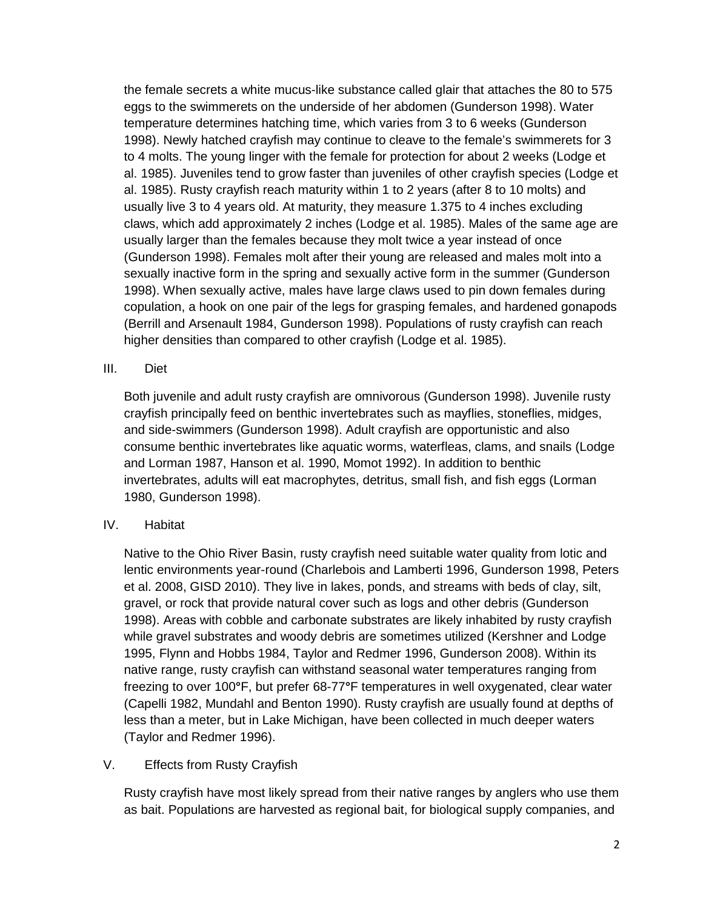the female secretes a white mucus-like substance called glair that attaches the 80 to 575 eggs to the swimmerets on the underside of her abdomen (Gunderson 1998). Water temperature determines hatching time, which varies from 3 to 6 weeks (Gunderson 1998). Newly hatched crayfish may continue to cleave to the female's swimmerets for 3 to 4 molts. The young linger with the female for protection for about 2 weeks (Lodge et al. 1985). Juveniles tend to grow faster than juveniles of other crayfish species (Lodge et al. 1985). Rusty crayfish reach maturity within 1 to 2 years (after 8 to 10 molts) and usually live 3 to 4 years old. At maturity, they measure 1.375 to 4 inches excluding claws, which add approximately 2 inches (Lodge et al. 1985). Males of the same age are usually larger than the females because they molt twice a year instead of once (Gunderson 1998). Females molt after their young are released and males molt into a sexually inactive form in the spring and sexually active form in the summer (Gunderson 1998). When sexually active, males have large claws used to pin down females during copulation, a hook on one pair of the legs for grasping females, and hardened gonapods (Berrill and Arsenault 1984, Gunderson 1998). Populations of rusty crayfish can reach higher densities than compared to other crayfish (Lodge et al. 1985).

## III. Diet

Both juvenile and adult rusty crayfish are omnivorous (Gunderson 1998). Juvenile rusty crayfish principally feed on benthic invertebrates such as mayflies, stoneflies, midges, and side-swimmers (Gunderson 1998). Adult crayfish are opportunistic and also consume benthic invertebrates like aquatic worms, waterfleas, clams, and snails (Lodge and Lorman 1987, Hanson et al. 1990, Momot 1992). In addition to benthic invertebrates, adults will eat macrophytes, detritus, small fish, and fish eggs (Lorman 1980, Gunderson 1998).

## IV. Habitat

Native to the Ohio River Basin, rusty crayfish need suitable water quality from lotic and lentic environments year-round (Charlebois and Lamberti 1996, Gunderson 1998, Peters et al. 2008, GISD 2010). They live in lakes, ponds, and streams with beds of clay, silt, gravel, or rock that provide natural cover such as logs and other debris (Gunderson 1998). Areas with cobble and carbonate substrates are likely inhabited by rusty crayfish while gravel substrates and woody debris are sometimes utilized (Kershner and Lodge 1995, Flynn and Hobbs 1984, Taylor and Redmer 1996, Gunderson 2008). Within its native range, rusty crayfish can withstand seasonal water temperatures ranging from freezing to over 100°F, but prefer 68-77°F temperatures in well oxygenated, clear water (Capelli 1982, Mundahl and Benton 1990). Rusty crayfish are usually found at depths of less than a meter, but in Lake Michigan, have been collected in much deeper waters (Taylor and Redmer 1996).

## V. Effects from Rusty Crayfish

Rusty crayfish have most likely spread from their native ranges by anglers who use them as bait. Populations are harvested as regional bait, for biological supply companies, and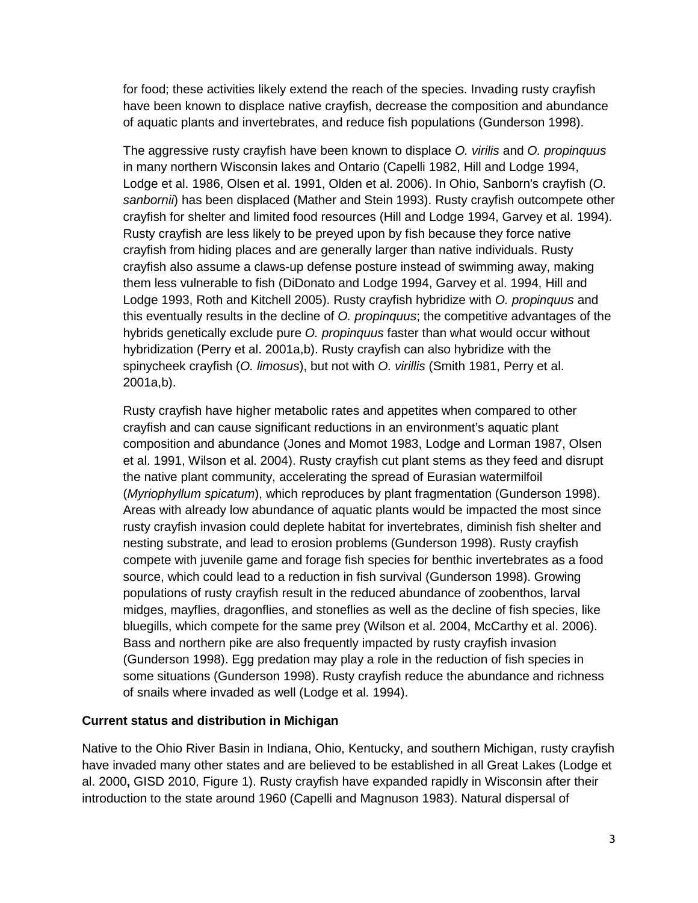for food; these activities likely extend the reach of the species. Invading rusty crayfish have been known to displace native crayfish, decrease the composition and abundance of aquatic plants and invertebrates, and reduce fish populations (Gunderson 1998).

The aggressive rusty crayfish have been known to displace *O. virilis* and *O. propinquus* in many northern Wisconsin lakes and Ontario (Capelli 1982, Hill and Lodge 1994, Lodge et al. 1986, Olsen et al. 1991, Olden et al. 2006). In Ohio, Sanborn's crayfish (*O. sanbornii*) has been displaced (Mather and Stein 1993). Rusty crayfish outcompete other crayfish for shelter and limited food resources (Hill and Lodge 1994, Garvey et al. 1994). Rusty crayfish are less likely to be preyed upon by fish because they force native crayfish from hiding places and are generally larger than native individuals. Rusty crayfish also assume a claws-up defense posture instead of swimming away, making them less vulnerable to fish (DiDonato and Lodge 1994, Garvey et al. 1994, Hill and Lodge 1993, Roth and Kitchell 2005). Rusty crayfish hybridize with *O. propinquus* and this eventually results in the decline of *O. propinquus*; the competitive advantages of the hybrids genetically exclude pure *O. propinquus* faster than what would occur without hybridization (Perry et al. 2001a,b). Rusty crayfish can also hybridize with the spinycheek crayfish (*O. limosus*), but not with *O. virillis* (Smith 1981, Perry et al. 2001a,b).

Rusty crayfish have higher metabolic rates and appetites when compared to other crayfish and can cause significant reductions in an environment's aquatic plant composition and abundance (Jones and Momot 1983, Lodge and Lorman 1987, Olsen et al. 1991, Wilson et al. 2004). Rusty crayfish cut plant stems as they feed and disrupt the native plant community, accelerating the spread of Eurasian watermilfoil (*Myriophyllum spicatum*), which reproduces by plant fragmentation (Gunderson 1998). Areas with already low abundance of aquatic plants would be impacted the most since rusty crayfish invasion could deplete habitat for invertebrates, diminish fish shelter and nesting substrate, and lead to erosion problems (Gunderson 1998). Rusty crayfish compete with juvenile game and forage fish species for benthic invertebrates as a food source, which could lead to a reduction in fish survival (Gunderson 1998). Growing populations of rusty crayfish result in the reduced abundance of zoobenthos, larval midges, mayflies, dragonflies, and stoneflies as well as the decline of fish species, like bluegills, which compete for the same prey (Wilson et al. 2004, McCarthy et al. 2006). Bass and northern pike are also frequently impacted by rusty crayfish invasion (Gunderson 1998). Egg predation may play a role in the reduction of fish species in some situations (Gunderson 1998). Rusty crayfish reduce the abundance and richness of snails where invaded as well (Lodge et al. 1994).

**Current status and distribution in Michigan**

Native to the Ohio River Basin in Indiana, Ohio, Kentucky, and southern Michigan, rusty crayfish have invaded many other states and are believed to be established in all Great Lakes (Lodge et al. 2000**,** GISD 2010, Figure 1). Rusty crayfish have expanded rapidly in Wisconsin after their introduction to the state around 1960 (Capelli and Magnuson 1983). Natural dispersal of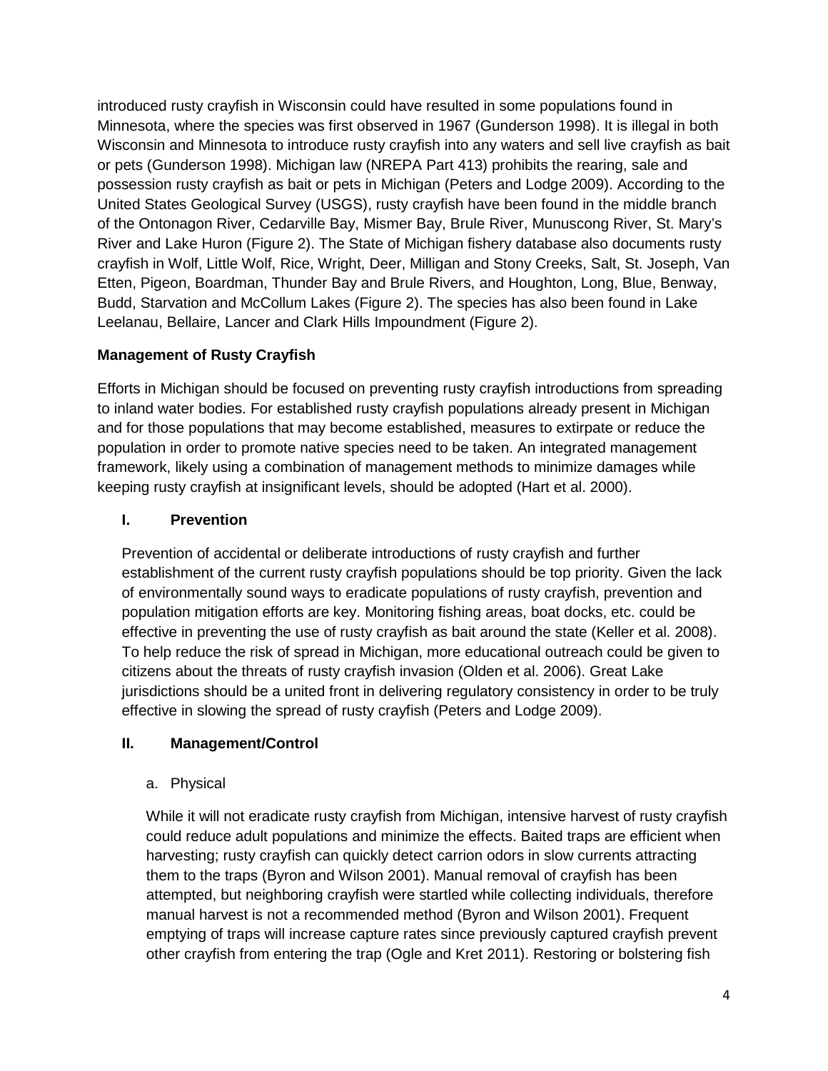introduced rusty crayfish in Wisconsin could have resulted in some populations found in Minnesota, where the species was first observed in 1967 (Gunderson 1998). It is illegal in both Wisconsin and Minnesota to introduce rusty crayfish into any waters and sell live crayfish as bait or pets (Gunderson 1998). Michigan law (NREPA Part 413) prohibits the rearing, sale and possession rusty crayfish as bait or pets in Michigan (Peters and Lodge 2009). According to the United States Geological Survey (USGS), rusty crayfish have been found in the middle branch of the Ontonagon River, Cedarville Bay, Mismer Bay, Brule River, Munuscong River, St. Mary's River and Lake Huron (Figure 2). The State of Michigan fishery database also documents rusty crayfish in Wolf, Little Wolf, Rice, Wright, Deer, Milligan and Stony Creeks, Salt, St. Joseph, Van Etten, Pigeon, Boardman, Thunder Bay and Brule Rivers, and Houghton, Long, Blue, Benway, Budd, Starvation and McCollum Lakes (Figure 2). The species has also been found in Lake Leelanau, Bellaire, Lancer and Clark Hills Impoundment (Figure 2).

### Management of Rusty Crayfish

Efforts in Michigan should be focused on preventing rusty crayfish introductions from spreading to inland water bodies. For established rusty crayfish populations already present in Michigan and for those populations that may become established, measures to extirpate or reduce the population in order to promote native species need to be taken. An integrated management framework, likely using a combination of management methods to minimize damages while keeping rusty crayfish at insignificant levels, should be adopted (Hart et al. 2000).

#### I. Prevention

Prevention of accidental or deliberate introductions of rusty crayfish and further establishment of the current rusty crayfish populations should be top priority. Given the lack of environmentally sound ways to eradicate populations of rusty crayfish, prevention and population mitigation efforts are key. Monitoring fishing areas, boat docks, etc. could be effective in preventing the use of rusty crayfish as bait around the state (Keller et al. 2008). To help reduce the risk of spread in Michigan, more educational outreach could be given to citizens about the threats of rusty crayfish invasion (Olden et al. 2006). Great Lake jurisdictions should be a united front in delivering regulatory consistency in order to be truly effective in slowing the spread of rusty crayfish (Peters and Lodge 2009).

#### II. Management/Control

a. Physical

While it will not eradicate rusty crayfish from Michigan, intensive harvest of rusty crayfish could reduce adult populations and minimize the effects. Baited traps are efficient when harvesting; rusty crayfish can quickly detect carrion odors in slow currents attracting them to the traps (Byron and Wilson 2001). Manual removal of crayfish has been attempted, but neighboring crayfish were startled while collecting individuals, therefore manual harvest is not a recommended method (Byron and Wilson 2001). Frequent emptying of traps will increase capture rates since previously captured crayfish prevent other crayfish from entering the trap (Ogle and Kret 2011). Restoring or bolstering fish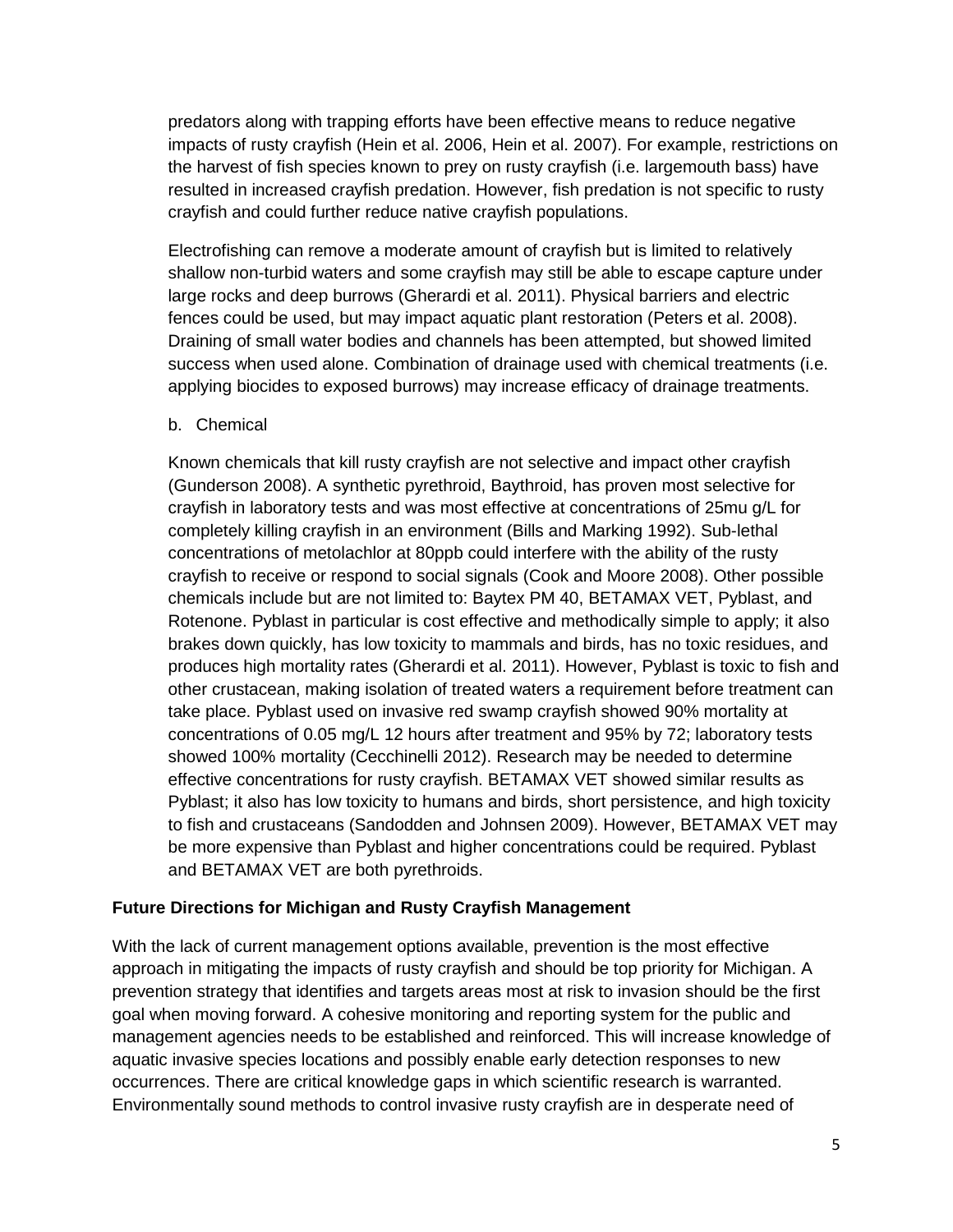predators along with trapping efforts have been effective means to reduce negative impacts of rusty crayfish (Hein et al. 2006, Hein et al. 2007). For example, restrictions on the harvest of fish species known to prey on rusty crayfish (i.e. largemouth bass) have resulted in increased crayfish predation. However, fish predation is not specific to rusty crayfish and could further reduce native crayfish populations.

Electrofishing can remove a moderate amount of crayfish but is limited to relatively shallow non-turbid waters and some crayfish may still be able to escape capture under large rocks and deep burrows (Gherardi et al. 2011). Physical barriers and electric fences could be used, but may impact aquatic plant restoration (Peters et al. 2008). Draining of small water bodies and channels has been attempted, but showed limited success when used alone. Combination of drainage used with chemical treatments (i.e. applying biocides to exposed burrows) may increase efficacy of drainage treatments.

b. Chemical

Known chemicals that kill rusty crayfish are not selective and impact other crayfish (Gunderson 2008). A synthetic pyrethroid, Baythroid, has proven most selective for crayfish in laboratory tests and was most effective at concentrations of 25mu g/L for completely killing crayfish in an environment (Bills and Marking 1992). Sub-lethal concentrations of metolachlor at 80ppb could interfere with the ability of the rusty crayfish to receive or respond to social signals (Cook and Moore 2008). Other possible chemicals include but are not limited to: Baytex PM 40, BETAMAX VET, Pyblast, and Rotenone. Pyblast in particular is cost effective and methodically simple to apply; it also brakes down quickly, has low toxicity to mammals and birds, has no toxic residues, and produces high mortality rates (Gherardi et al. 2011). However, Pyblast is toxic to fish and other crustacean, making isolation of treated waters a requirement before treatment can take place. Pyblast used on invasive red swamp crayfish showed 90% mortality at concentrations of 0.05 mg/L 12 hours after treatment and 95% by 72; laboratory tests showed 100% mortality (Cecchinelli 2012). Research may be needed to determine effective concentrations for rusty crayfish. BETAMAX VET showed similar results as Pyblast; it also has low toxicity to humans and birds, short persistence, and high toxicity to fish and crustaceans (Sandodden and Johnsen 2009). However, BETAMAX VET may be more expensive than Pyblast and higher concentrations could be required. Pyblast and BETAMAX VET are both pyrethroids.

**Future Directions for Michigan and Rusty Crayfish Management**

With the lack of current management options available, prevention is the most effective approach in mitigating the impacts of rusty crayfish and should be top priority for Michigan. A prevention strategy that identifies and targets areas most at risk to invasion should be the first goal when moving forward. A cohesive monitoring and reporting system for the public and management agencies needs to be established and reinforced. This will increase knowledge of aquatic invasive species locations and possibly enable early detection responses to new occurrences. There are critical knowledge gaps in which scientific research is warranted. Environmentally sound methods to control invasive rusty crayfish are in desperate need of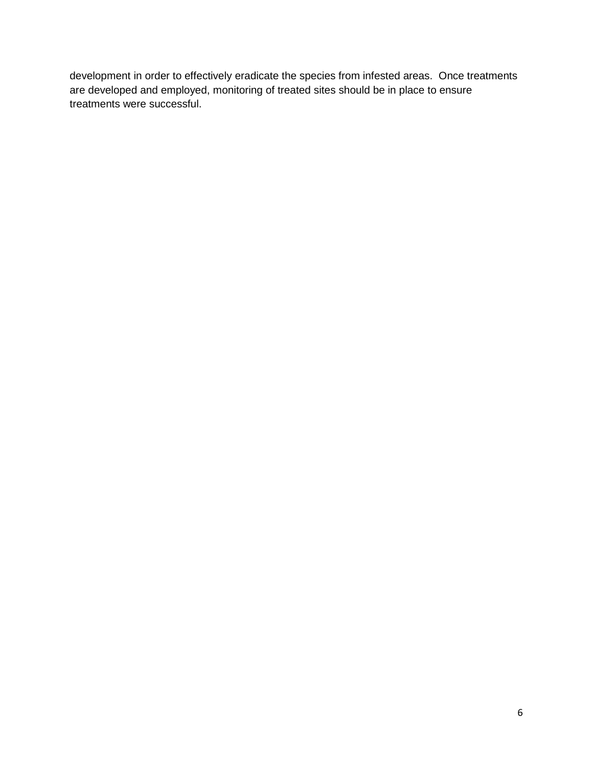development in order to effectively eradicate the species from infested areas. Once treatments are developed and employed, monitoring of treated sites should be in place to ensure treatments were successful.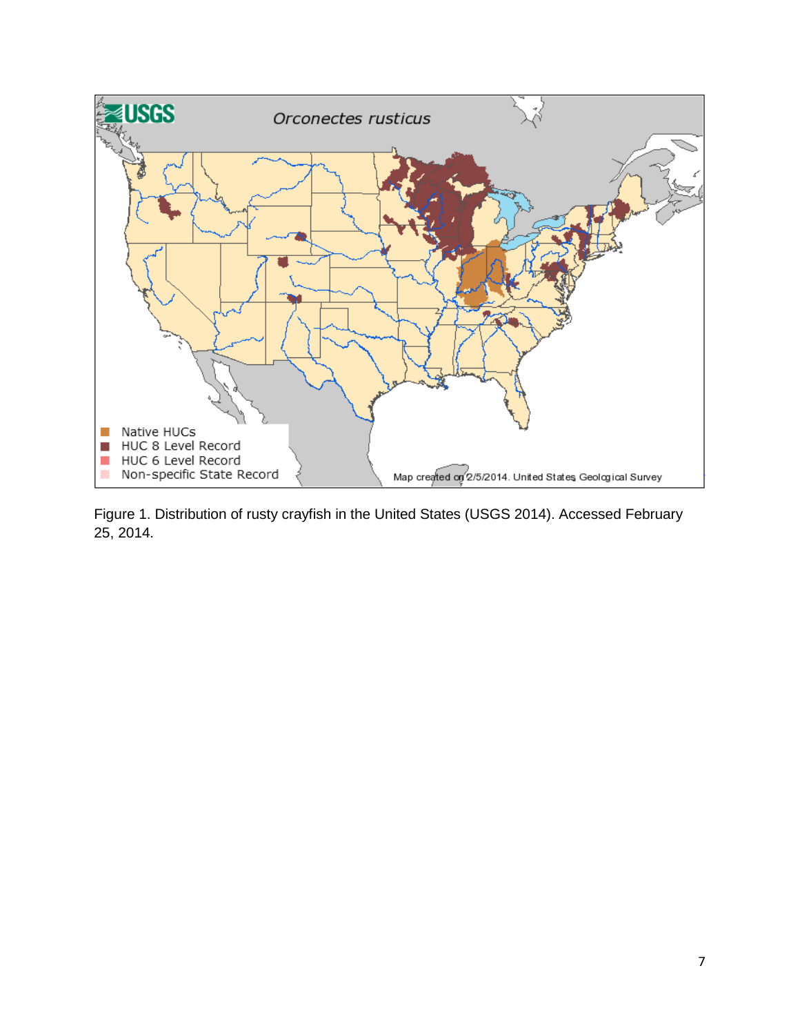Figure 1. Distribution of rusty crayfish in the United States (USGS 2014). Accessed February 25, 2014.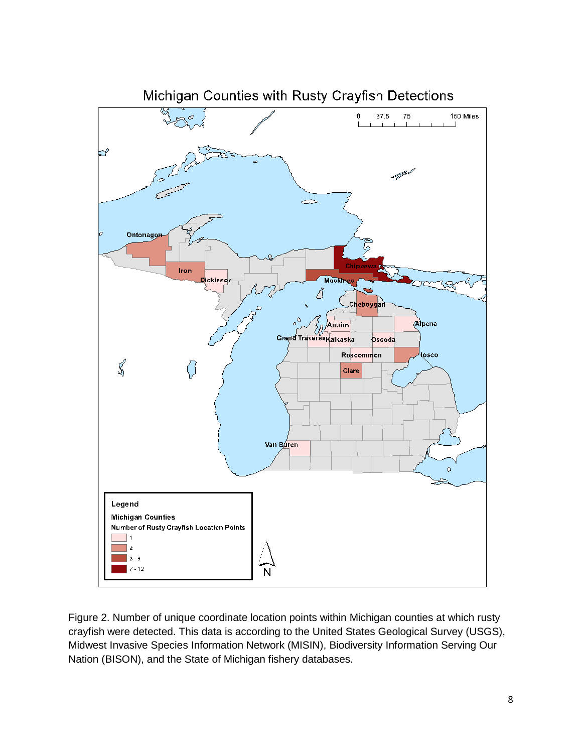Figure 2. Number of unique coordinate location points within Michigan counties at which rusty crayfish were detected. This data is according to the United States Geological Survey (USGS), Midwest Invasive Species Information Network (MISIN), Biodiversity Information Serving Our Nation (BISON), and the State of Michigan fishery databases.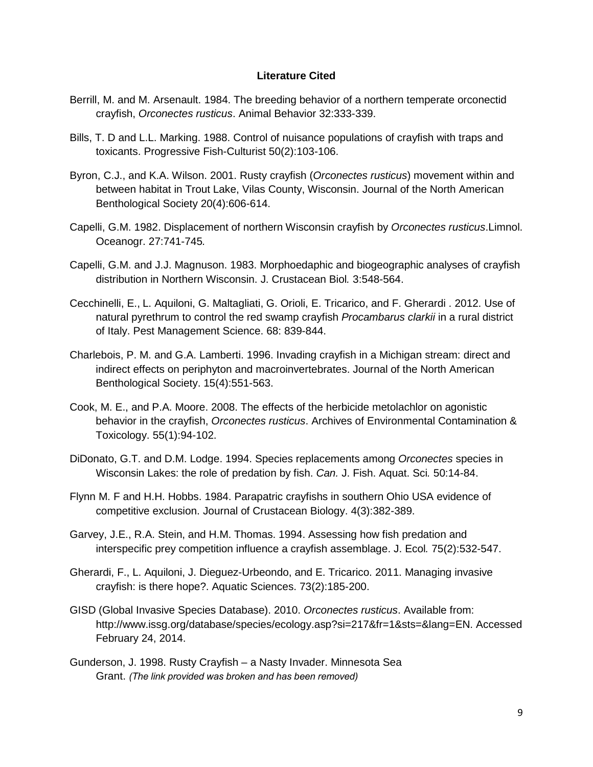**Literature Cited**

Berrill, M. and M. Arsenault. 1984. The breeding behavior of a northern temperate orconectid crayfish, *Orconectes rusticus*. Animal Behavior 32:333-339.

Bills, T. D and L.L. Marking. 1988. Control of nuisance populations of crayfish with traps and toxicants. Progressive Fish-Culturist 50(2):103-106.

Byron, C.J., and K.A. Wilson. 2001. Rusty crayfish (*Orconectes rusticus*) movement within and between habitat in Trout Lake, Vilas County, Wisconsin. Journal of the North American Benthological Society 20(4):606-614.

Capelli, G.M. 1982. Displacement of northern Wisconsin crayfish by *Orconectes rusticus*.Limnol. Oceanogr. 27:741-745*.*

Capelli, G.M. and J.J. Magnuson. 1983. Morphoedaphic and biogeographic analyses of crayfish distribution in Northern Wisconsin. J. Crustacean Biol*.* 3:548-564.

Cecchinelli, E., L. Aquiloni, G. Maltagliati, G. Orioli, E. Tricarico, and F. Gherardi . 2012. Use of natural pyrethrum to control the red swamp crayfish *Procambarus clarkii* in a rural district of Italy. Pest Management Science. 68: 839-844.

Charlebois, P. M. and G.A. Lamberti. 1996. Invading crayfish in a Michigan stream: direct and indirect effects on periphyton and macroinvertebrates. Journal of the North American Benthological Society. 15(4):551-563.

Cook, M. E., and P.A. Moore. 2008. The effects of the herbicide metolachlor on agonistic behavior in the crayfish, *Orconectes rusticus*. Archives of Environmental Contamination & Toxicology. 55(1):94-102.

DiDonato, G.T. and D.M. Lodge. 1994. Species replacements among *Orconectes* species in Wisconsin Lakes: the role of predation by fish. *Can.* J. Fish. Aquat. Sci*.* 50:14-84.

Flynn M. F and H.H. Hobbs. 1984. Parapatric crayfishs in southern Ohio USA evidence of competitive exclusion. Journal of Crustacean Biology. 4(3):382-389.

Garvey, J.E., R.A. Stein, and H.M. Thomas. 1994. Assessing how fish predation and interspecific prey competition influence a crayfish assemblage. J. Ecol*.* 75(2):532-547.

Gherardi, F., L. Aquiloni, J. Dieguez-Urbeondo, and E. Tricarico. 2011. Managing invasive crayfish: is there hope?. Aquatic Sciences. 73(2):185-200.

GISD (Global Invasive Species Database). 2010. *Orconectes rusticus*. Available from: http://www.issg.org/database/species/ecology.asp?si=217&fr=1&sts=&lang=EN. Accessed February 24, 2014.

Gunderson, J. 1998. Rusty Crayfish – a Nasty Invader. Minnesota Sea Grant. *(The link provided was broken and has been removed)*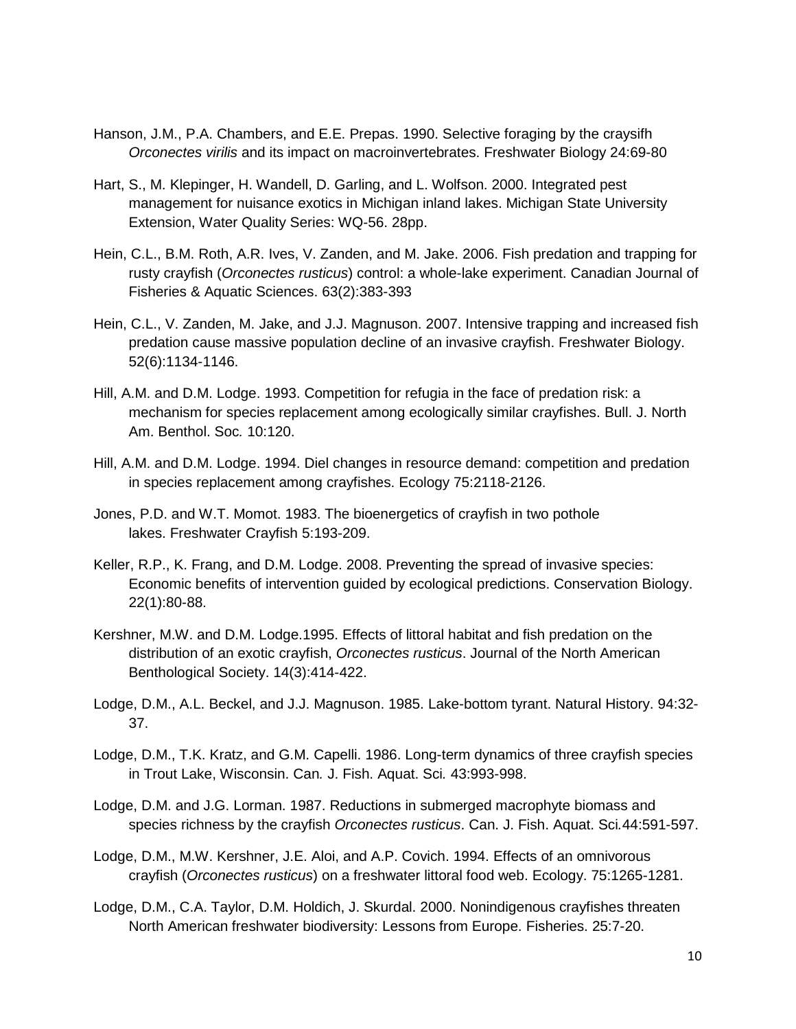Hanson, J.M., P.A. Chambers, and E.E. Prepas. 1990. Selective foraging by the craysifh *Orconectes virilis* and its impact on macroinvertebrates. Freshwater Biology 24:69-80

Hart, S., M. Klepinger, H. Wandell, D. Garling, and L. Wolfson. 2000. Integrated pest management for nuisance exotics in Michigan inland lakes. Michigan State University Extension, Water Quality Series: WQ-56. 28pp.

Hein, C.L., B.M. Roth, A.R. Ives, V. Zanden, and M. Jake. 2006. Fish predation and trapping for rusty crayfish (*Orconectes rusticus*) control: a whole-lake experiment. Canadian Journal of Fisheries & Aquatic Sciences. 63(2):383-393

Hein, C.L., V. Zanden, M. Jake, and J.J. Magnuson. 2007. Intensive trapping and increased fish predation cause massive population decline of an invasive crayfish. Freshwater Biology. 52(6):1134-1146.

Hill, A.M. and D.M. Lodge. 1993. Competition for refugia in the face of predation risk: a mechanism for species replacement among ecologically similar crayfishes. Bull. J. North Am. Benthol. Soc*.* 10:120.

Hill, A.M. and D.M. Lodge. 1994. Diel changes in resource demand: competition and predation in species replacement among crayfishes. Ecology 75:2118-2126.

Jones, P.D. and W.T. Momot. 1983. The bioenergetics of crayfish in two pothole lakes. Freshwater Crayfish 5:193-209.

Keller, R.P., K. Frang, and D.M. Lodge. 2008. Preventing the spread of invasive species: Economic benefits of intervention guided by ecological predictions. Conservation Biology. 22(1):80-88.

Kershner, M.W. and D.M. Lodge.1995. Effects of littoral habitat and fish predation on the distribution of an exotic crayfish, *Orconectes rusticus*. Journal of the North American Benthological Society. 14(3):414-422.

Lodge, D.M., A.L. Beckel, and J.J. Magnuson. 1985. Lake-bottom tyrant. Natural History. 94:32-37.

Lodge, D.M., T.K. Kratz, and G.M. Capelli. 1986. Long-term dynamics of three crayfish species in Trout Lake, Wisconsin. Can*.* J. Fish. Aquat. Sci*.* 43:993-998.

Lodge, D.M. and J.G. Lorman. 1987. Reductions in submerged macrophyte biomass and species richness by the crayfish *Orconectes rusticus*. Can. J. Fish. Aquat. Sci*.*44:591-597.

Lodge, D.M., M.W. Kershner, J.E. Aloi, and A.P. Covich. 1994. Effects of an omnivorous crayfish (*Orconectes rusticus*) on a freshwater littoral food web. Ecology. 75:1265-1281.

Lodge, D.M., C.A. Taylor, D.M. Holdich, J. Skurdal. 2000. Nonindigenous crayfishes threaten North American freshwater biodiversity: Lessons from Europe. Fisheries. 25:7-20.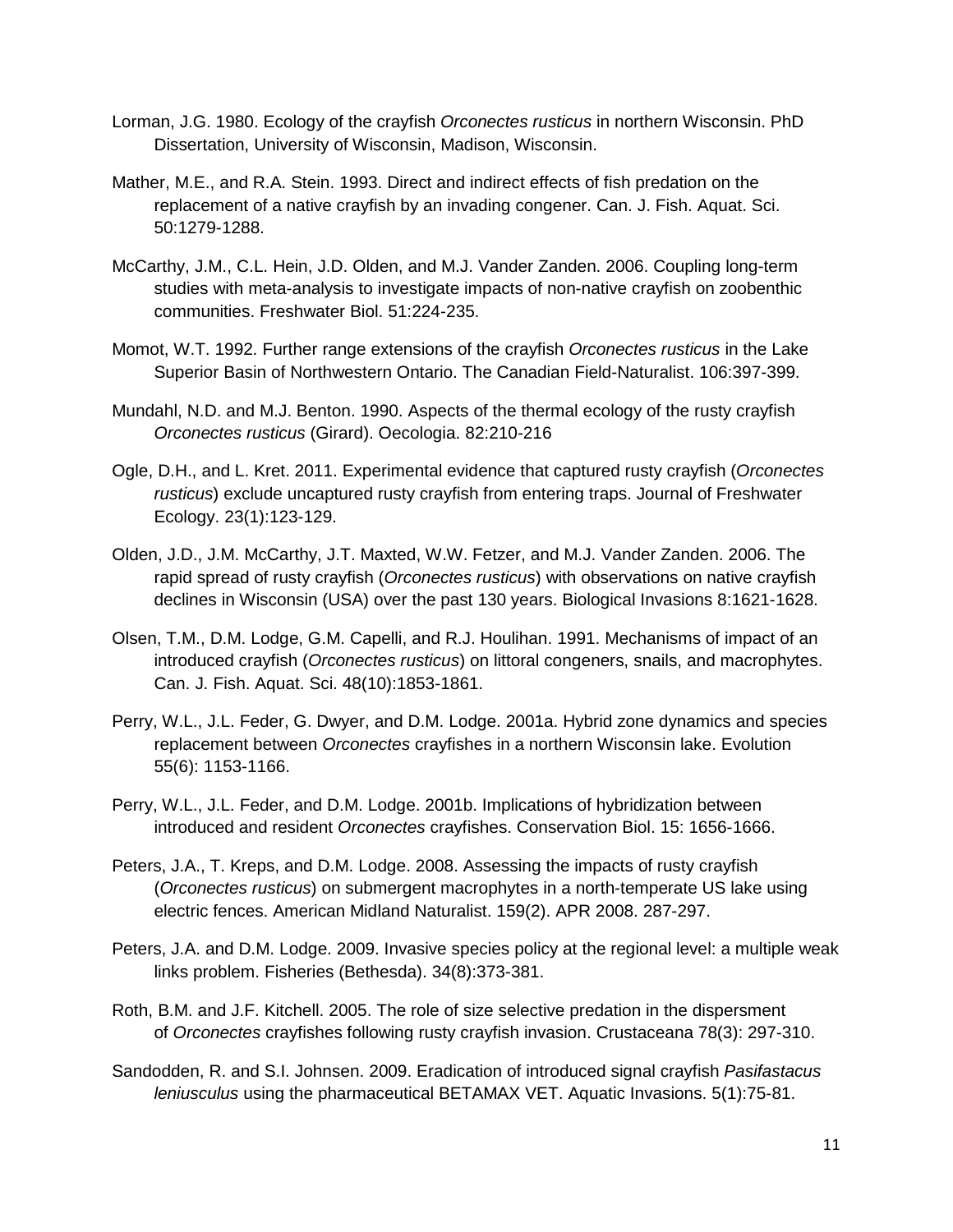Lorman, J.G. 1980. Ecology of the crayfish *Orconectes rusticus* in northern Wisconsin. PhD Dissertation, University of Wisconsin, Madison, Wisconsin.

Mather, M.E., and R.A. Stein. 1993. Direct and indirect effects of fish predation on the replacement of a native crayfish by an invading congener. Can. J. Fish. Aquat. Sci. 50:1279-1288.

McCarthy, J.M., C.L. Hein, J.D. Olden, and M.J. Vander Zanden. 2006. Coupling long-term studies with meta-analysis to investigate impacts of non-native crayfish on zoobenthic communities. Freshwater Biol. 51:224-235.

Momot, W.T. 1992. Further range extensions of the crayfish *Orconectes rusticus* in the Lake Superior Basin of Northwestern Ontario. The Canadian Field-Naturalist. 106:397-399.

Mundahl, N.D. and M.J. Benton. 1990. Aspects of the thermal ecology of the rusty crayfish *Orconectes rusticus* (Girard). Oecologia. 82:210-216

Ogle, D.H., and L. Kret. 2011. Experimental evidence that captured rusty crayfish (*Orconectes rusticus*) exclude uncaptured rusty crayfish from entering traps. Journal of Freshwater Ecology. 23(1):123-129.

Olden, J.D., J.M. McCarthy, J.T. Maxted, W.W. Fetzer, and M.J. Vander Zanden. 2006. The rapid spread of rusty crayfish (*Orconectes rusticus*) with observations on native crayfish declines in Wisconsin (USA) over the past 130 years. Biological Invasions 8:1621-1628.

Olsen, T.M., D.M. Lodge, G.M. Capelli, and R.J. Houlihan. 1991. Mechanisms of impact of an introduced crayfish (*Orconectes rusticus*) on littoral congeners, snails, and macrophytes. Can. J. Fish. Aquat. Sci. 48(10):1853-1861.

Perry, W.L., J.L. Feder, G. Dwyer, and D.M. Lodge. 2001a. Hybrid zone dynamics and species replacement between *Orconectes* crayfishes in a northern Wisconsin lake. Evolution 55(6): 1153-1166.

Perry, W.L., J.L. Feder, and D.M. Lodge. 2001b. Implications of hybridization between introduced and resident *Orconectes* crayfishes. Conservation Biol. 15: 1656-1666.

Peters, J.A., T. Kreps, and D.M. Lodge. 2008. Assessing the impacts of rusty crayfish (*Orconectes rusticus*) on submergent macrophytes in a north-temperate US lake using electric fences. American Midland Naturalist. 159(2). APR 2008. 287-297.

Peters, J.A. and D.M. Lodge. 2009. Invasive species policy at the regional level: a multiple weak links problem. Fisheries (Bethesda). 34(8):373-381.

Roth, B.M. and J.F. Kitchell. 2005. The role of size selective predation in the dispersment of *Orconectes* crayfishes following rusty crayfish invasion. Crustaceana 78(3): 297-310.

Sandodden, R. and S.I. Johnsen. 2009. Eradication of introduced signal crayfish *Pasifastacus leniusculus* using the pharmaceutical BETAMAX VET. Aquatic Invasions. 5(1):75-81.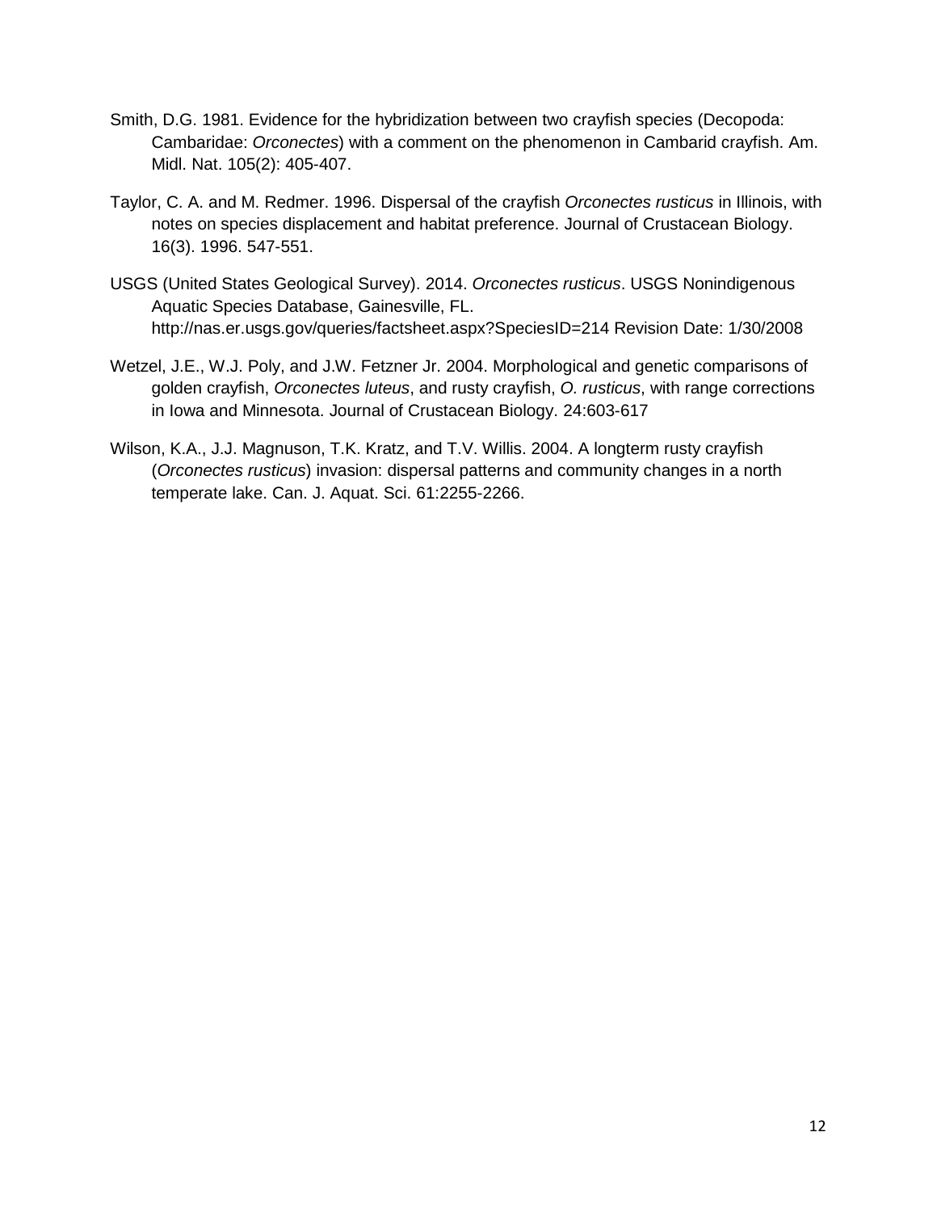Smith, D.G. 1981. Evidence for the hybridization between two crayfish species (Decopoda: Cambaridae: *Orconectes*) with a comment on the phenomenon in Cambarid crayfish. Am. Midl. Nat. 105(2): 405-407.

Taylor, C. A. and M. Redmer. 1996. Dispersal of the crayfish *Orconectes rusticus* in Illinois, with notes on species displacement and habitat preference. Journal of Crustacean Biology. 16(3). 1996. 547-551.

USGS (United States Geological Survey). 2014. *Orconectes rusticus*. USGS Nonindigenous Aquatic Species Database, Gainesville, FL. http://nas.er.usgs.gov/queries/factsheet.aspx?SpeciesID=214 Revision Date: 1/30/2008

Wetzel, J.E., W.J. Poly, and J.W. Fetzner Jr. 2004. Morphological and genetic comparisons of golden crayfish, *Orconectes luteus*, and rusty crayfish, *O. rusticus*, with range corrections in Iowa and Minnesota. Journal of Crustacean Biology. 24:603-617

Wilson, K.A., J.J. Magnuson, T.K. Kratz, and T.V. Willis. 2004. A longterm rusty crayfish (*Orconectes rusticus*) invasion: dispersal patterns and community changes in a north temperate lake. Can. J. Aquat. Sci. 61:2255-2266.